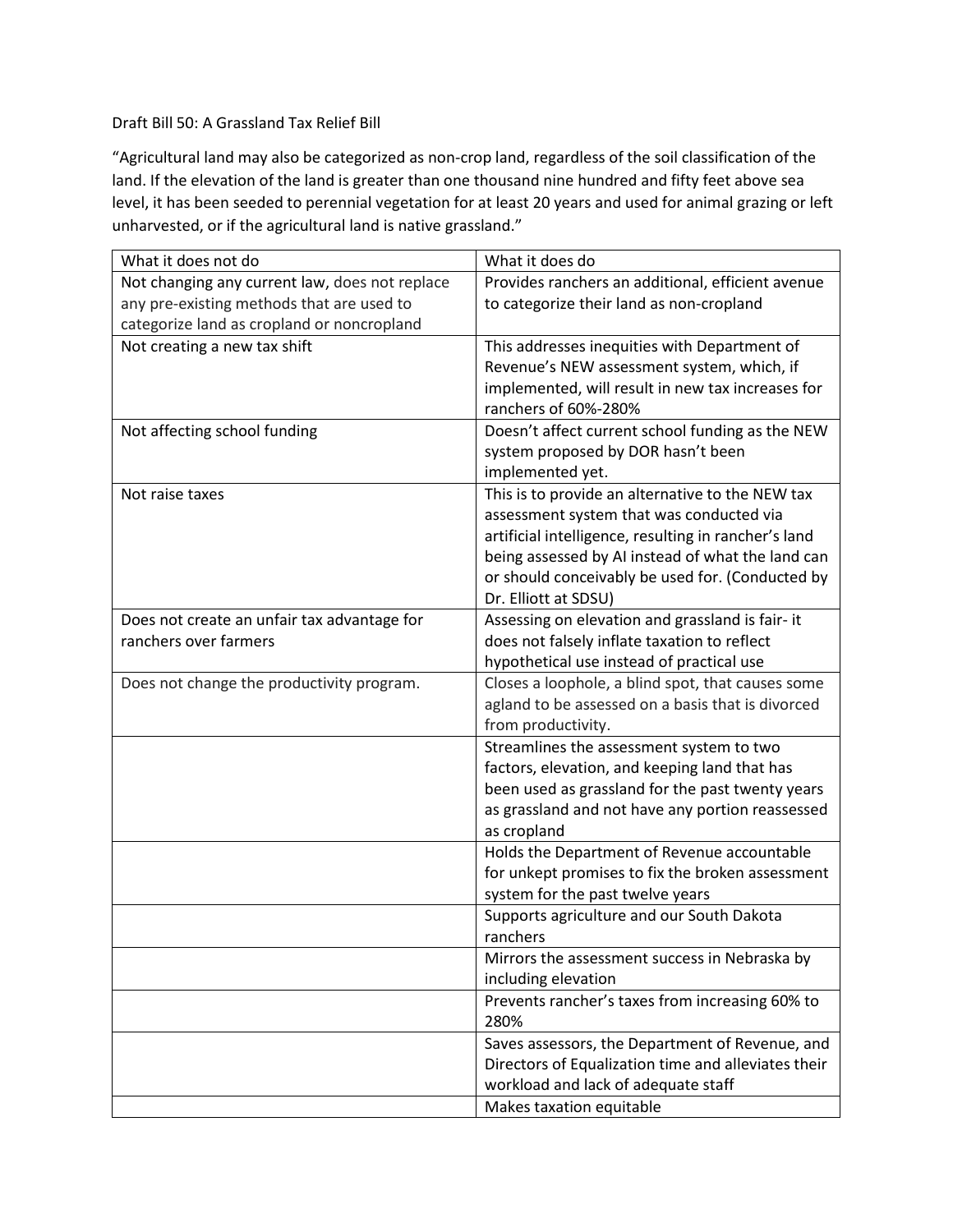Draft Bill 50: A Grassland Tax Relief Bill

"Agricultural land may also be categorized as non-crop land, regardless of the soil classification of the land. If the elevation of the land is greater than one thousand nine hundred and fifty feet above sea level, it has been seeded to perennial vegetation for at least 20 years and used for animal grazing or left unharvested, or if the agricultural land is native grassland."

| What it does not do | What it does do |
|---|---|
| Not changing any current law, does not replace any pre-existing methods that are used to categorize land as cropland or noncropland | Provides ranchers an additional, efficient avenue to categorize their land as non-cropland |
| Not creating a new tax shift | This addresses inequities with Department of Revenue's NEW assessment system, which, if implemented, will result in new tax increases for ranchers of 60%-280% |
| Not affecting school funding | Doesn't affect current school funding as the NEW system proposed by DOR hasn't been implemented yet. |
| Not raise taxes | This is to provide an alternative to the NEW tax assessment system that was conducted via artificial intelligence, resulting in rancher's land being assessed by AI instead of what the land can or should conceivably be used for. (Conducted by Dr. Elliott at SDSU) |
| Does not create an unfair tax advantage for ranchers over farmers | Assessing on elevation and grassland is fair- it does not falsely inflate taxation to reflect hypothetical use instead of practical use |
| Does not change the productivity program. | Closes a loophole, a blind spot, that causes some agland to be assessed on a basis that is divorced from productivity. |
| | Streamlines the assessment system to two factors, elevation, and keeping land that has been used as grassland for the past twenty years as grassland and not have any portion reassessed as cropland |
| | Holds the Department of Revenue accountable for unkept promises to fix the broken assessment system for the past twelve years |
| | Supports agriculture and our South Dakota ranchers |
| | Mirrors the assessment success in Nebraska by including elevation |
| | Prevents rancher's taxes from increasing 60% to 280% |
| | Saves assessors, the Department of Revenue, and Directors of Equalization time and alleviates their workload and lack of adequate staff |
| | Makes taxation equitable |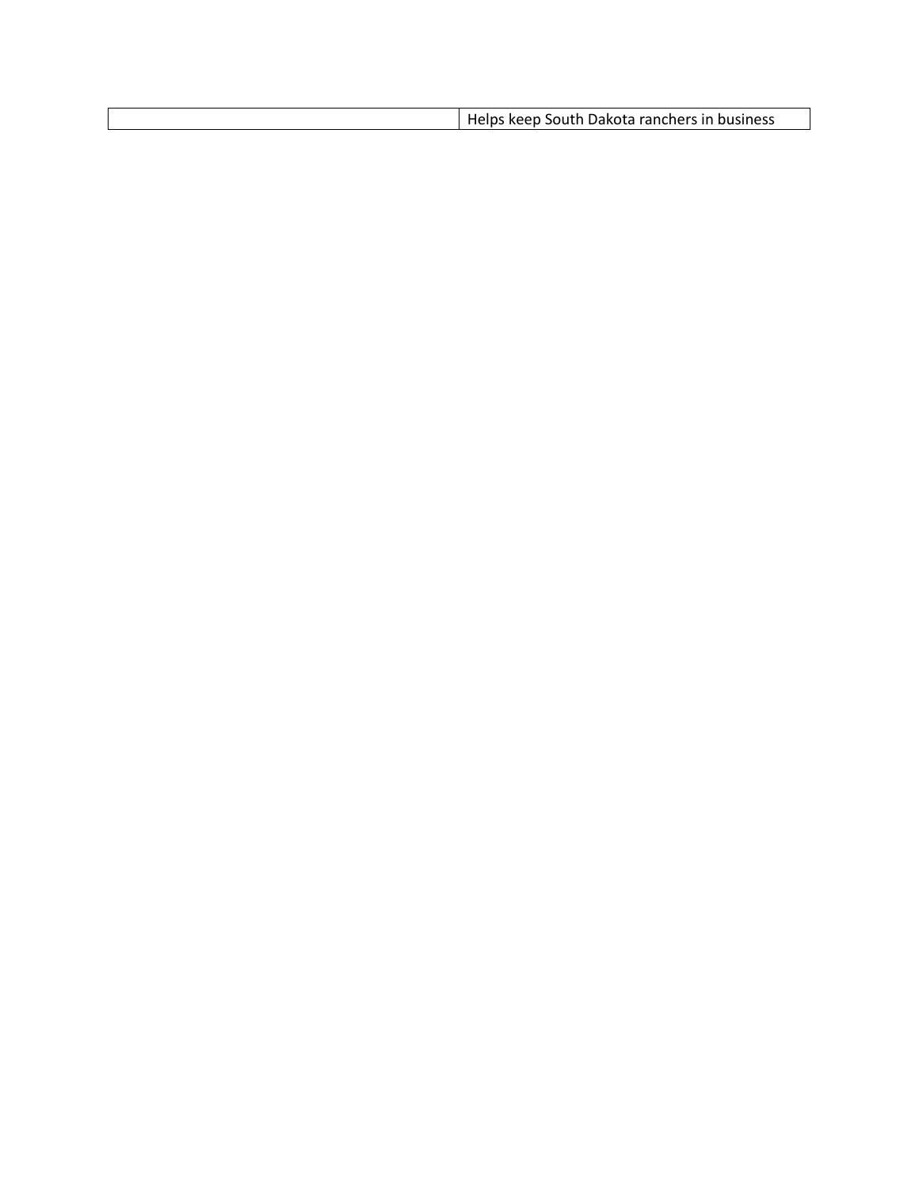| | |
|---|---|
| | Helps keep South Dakota ranchers in business |